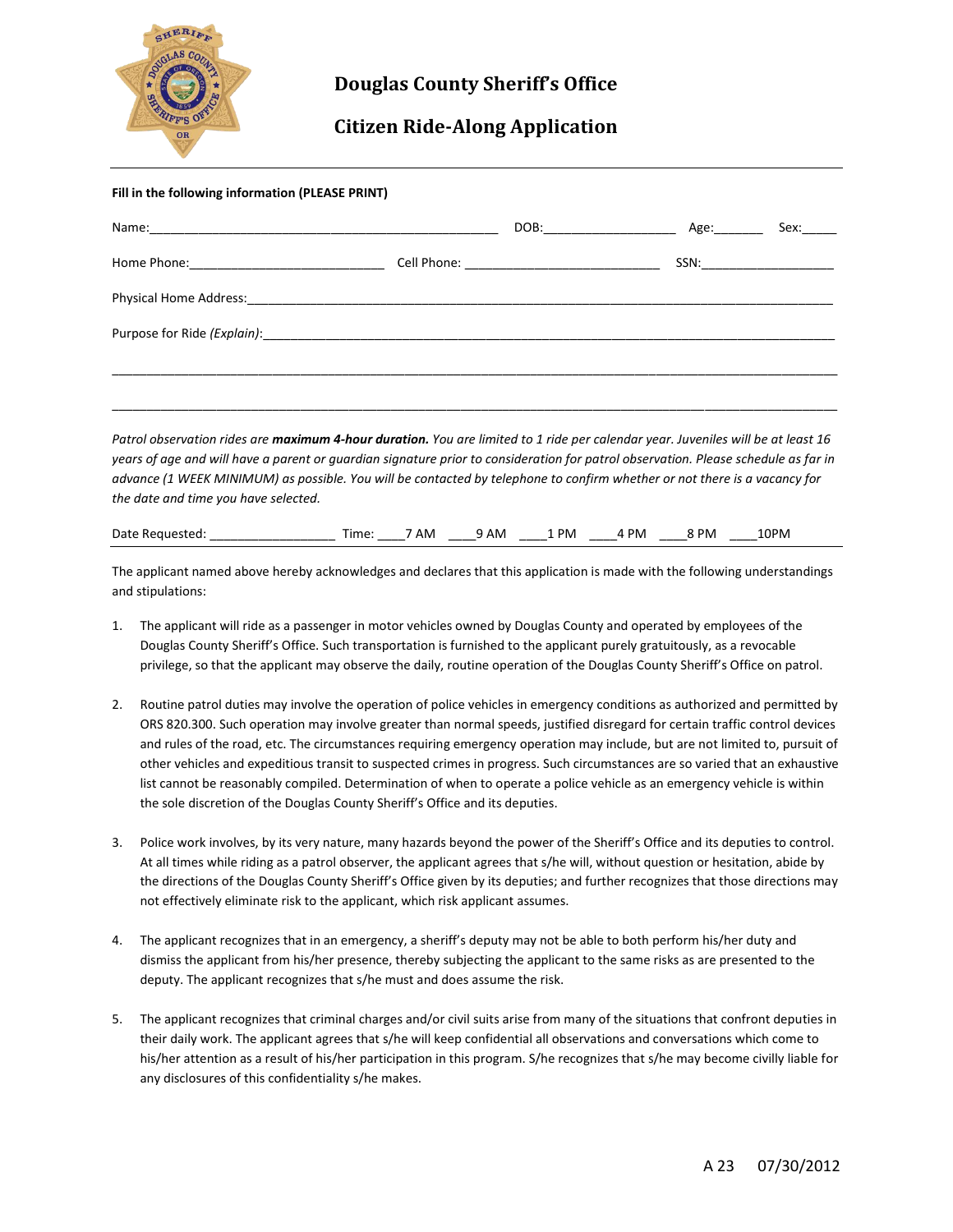# Douglas County Sheriff's Office

## Citizen Ride-Along Application

**Fill in the following information (PLEASE PRINT)**

Name:_________________________________________________ DOB:___________________ Age:_______ Sex:_____

Home Phone:___________________________ Cell Phone: ___________________________ SSN:___________________

Physical Home Address:_____________________________________________________________________________________

Purpose for Ride *(Explain)*:___________________________________________________________________________________

_____________________________________________________________________________________________________________

_____________________________________________________________________________________________________________

*Patrol observation rides are* ***maximum 4-hour duration.*** *You are limited to 1 ride per calendar year. Juveniles will be at least 16 years of age and will have a parent or guardian signature prior to consideration for patrol observation. Please schedule as far in advance (1 WEEK MINIMUM) as possible. You will be contacted by telephone to confirm whether or not there is a vacancy for the date and time you have selected.*

Date Requested: _________________ Time: ____7 AM ____9 AM ____1 PM ____4 PM ____8 PM ____10PM

The applicant named above hereby acknowledges and declares that this application is made with the following understandings and stipulations:

1. The applicant will ride as a passenger in motor vehicles owned by Douglas County and operated by employees of the Douglas County Sheriff's Office. Such transportation is furnished to the applicant purely gratuitously, as a revocable privilege, so that the applicant may observe the daily, routine operation of the Douglas County Sheriff's Office on patrol.

2. Routine patrol duties may involve the operation of police vehicles in emergency conditions as authorized and permitted by ORS 820.300. Such operation may involve greater than normal speeds, justified disregard for certain traffic control devices and rules of the road, etc. The circumstances requiring emergency operation may include, but are not limited to, pursuit of other vehicles and expeditious transit to suspected crimes in progress. Such circumstances are so varied that an exhaustive list cannot be reasonably compiled. Determination of when to operate a police vehicle as an emergency vehicle is within the sole discretion of the Douglas County Sheriff's Office and its deputies.

3. Police work involves, by its very nature, many hazards beyond the power of the Sheriff's Office and its deputies to control. At all times while riding as a patrol observer, the applicant agrees that s/he will, without question or hesitation, abide by the directions of the Douglas County Sheriff's Office given by its deputies; and further recognizes that those directions may not effectively eliminate risk to the applicant, which risk applicant assumes.

4. The applicant recognizes that in an emergency, a sheriff's deputy may not be able to both perform his/her duty and dismiss the applicant from his/her presence, thereby subjecting the applicant to the same risks as are presented to the deputy. The applicant recognizes that s/he must and does assume the risk.

5. The applicant recognizes that criminal charges and/or civil suits arise from many of the situations that confront deputies in their daily work. The applicant agrees that s/he will keep confidential all observations and conversations which come to his/her attention as a result of his/her participation in this program. S/he recognizes that s/he may become civilly liable for any disclosures of this confidentiality s/he makes.

A 23 07/30/2012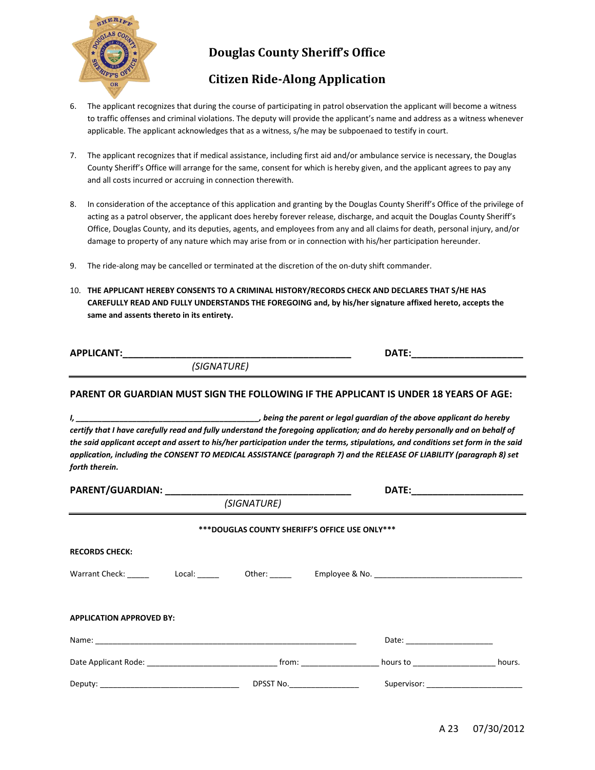# Douglas County Sheriff's Office

## Citizen Ride-Along Application

6. The applicant recognizes that during the course of participating in patrol observation the applicant will become a witness to traffic offenses and criminal violations. The deputy will provide the applicant's name and address as a witness whenever applicable. The applicant acknowledges that as a witness, s/he may be subpoenaed to testify in court.

7. The applicant recognizes that if medical assistance, including first aid and/or ambulance service is necessary, the Douglas County Sheriff's Office will arrange for the same, consent for which is hereby given, and the applicant agrees to pay any and all costs incurred or accruing in connection therewith.

8. In consideration of the acceptance of this application and granting by the Douglas County Sheriff's Office of the privilege of acting as a patrol observer, the applicant does hereby forever release, discharge, and acquit the Douglas County Sheriff's Office, Douglas County, and its deputies, agents, and employees from any and all claims for death, personal injury, and/or damage to property of any nature which may arise from or in connection with his/her participation hereunder.

9. The ride-along may be cancelled or terminated at the discretion of the on-duty shift commander.

10. **THE APPLICANT HEREBY CONSENTS TO A CRIMINAL HISTORY/RECORDS CHECK AND DECLARES THAT S/HE HAS CAREFULLY READ AND FULLY UNDERSTANDS THE FOREGOING and, by his/her signature affixed hereto, accepts the same and assents thereto in its entirety.**

**APPLICANT:**__________________________________________ **DATE:**____________________

*(SIGNATURE)*

---

**PARENT OR GUARDIAN MUST SIGN THE FOLLOWING IF THE APPLICANT IS UNDER 18 YEARS OF AGE:**

***I, ________________________________________, being the parent or legal guardian of the above applicant do hereby certify that I have carefully read and fully understand the foregoing application; and do hereby personally and on behalf of the said applicant accept and assert to his/her participation under the terms, stipulations, and conditions set form in the said application, including the CONSENT TO MEDICAL ASSISTANCE (paragraph 7) and the RELEASE OF LIABILITY (paragraph 8) set forth therein.***

**PARENT/GUARDIAN:** ___________________________________ **DATE:**____________________

*(SIGNATURE)*

---

**\*\*\*DOUGLAS COUNTY SHERIFF'S OFFICE USE ONLY\*\*\***

**RECORDS CHECK:**

Warrant Check: _____ Local: _____ Other: _____ Employee & No. _________________________________

**APPLICATION APPROVED BY:**

Name: ____________________________________________________________ Date: ___________________

Date Applicant Rode: ____________________________ from: _________________ hours to __________________ hours.

Deputy: _______________________________ DPSST No.________________ Supervisor: _____________________

A 23 07/30/2012